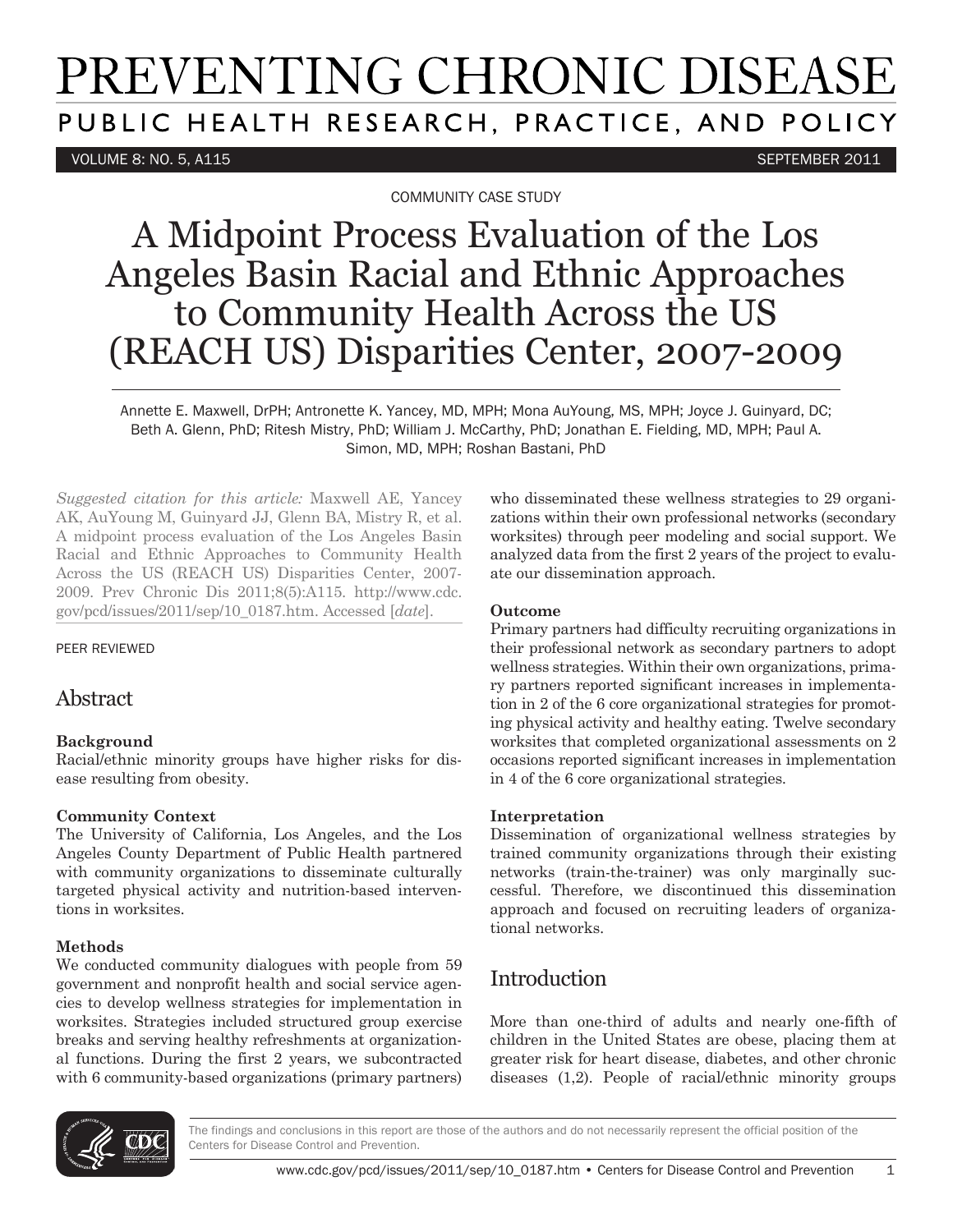COMMUNITY CASE STUDY

# A Midpoint Process Evaluation of the Los Angeles Basin Racial and Ethnic Approaches to Community Health Across the US (REACH US) Disparities Center, 2007-2009

Annette E. Maxwell, DrPH; Antronette K. Yancey, MD, MPH; Mona AuYoung, MS, MPH; Joyce J. Guinyard, DC; Beth A. Glenn, PhD; Ritesh Mistry, PhD; William J. McCarthy, PhD; Jonathan E. Fielding, MD, MPH; Paul A. Simon, MD, MPH; Roshan Bastani, PhD

*Suggested citation for this article:* Maxwell AE, Yancey AK, AuYoung M, Guinyard JJ, Glenn BA, Mistry R, et al. A midpoint process evaluation of the Los Angeles Basin Racial and Ethnic Approaches to Community Health Across the US (REACH US) Disparities Center, 2007-2009. Prev Chronic Dis 2011;8(5):A115. http://www.cdc.gov/pcd/issues/2011/sep/10_0187.htm. Accessed [*date*].

PEER REVIEWED

## Abstract

**Background**

Racial/ethnic minority groups have higher risks for disease resulting from obesity.

**Community Context**

The University of California, Los Angeles, and the Los Angeles County Department of Public Health partnered with community organizations to disseminate culturally targeted physical activity and nutrition-based interventions in worksites.

**Methods**

We conducted community dialogues with people from 59 government and nonprofit health and social service agencies to develop wellness strategies for implementation in worksites. Strategies included structured group exercise breaks and serving healthy refreshments at organizational functions. During the first 2 years, we subcontracted with 6 community-based organizations (primary partners) who disseminated these wellness strategies to 29 organizations within their own professional networks (secondary worksites) through peer modeling and social support. We analyzed data from the first 2 years of the project to evaluate our dissemination approach.

**Outcome**

Primary partners had difficulty recruiting organizations in their professional network as secondary partners to adopt wellness strategies. Within their own organizations, primary partners reported significant increases in implementation in 2 of the 6 core organizational strategies for promoting physical activity and healthy eating. Twelve secondary worksites that completed organizational assessments on 2 occasions reported significant increases in implementation in 4 of the 6 core organizational strategies.

**Interpretation**

Dissemination of organizational wellness strategies by trained community organizations through their existing networks (train-the-trainer) was only marginally successful. Therefore, we discontinued this dissemination approach and focused on recruiting leaders of organizational networks.

## Introduction

More than one-third of adults and nearly one-fifth of children in the United States are obese, placing them at greater risk for heart disease, diabetes, and other chronic diseases (1,2). People of racial/ethnic minority groups

The findings and conclusions in this report are those of the authors and do not necessarily represent the official position of the Centers for Disease Control and Prevention.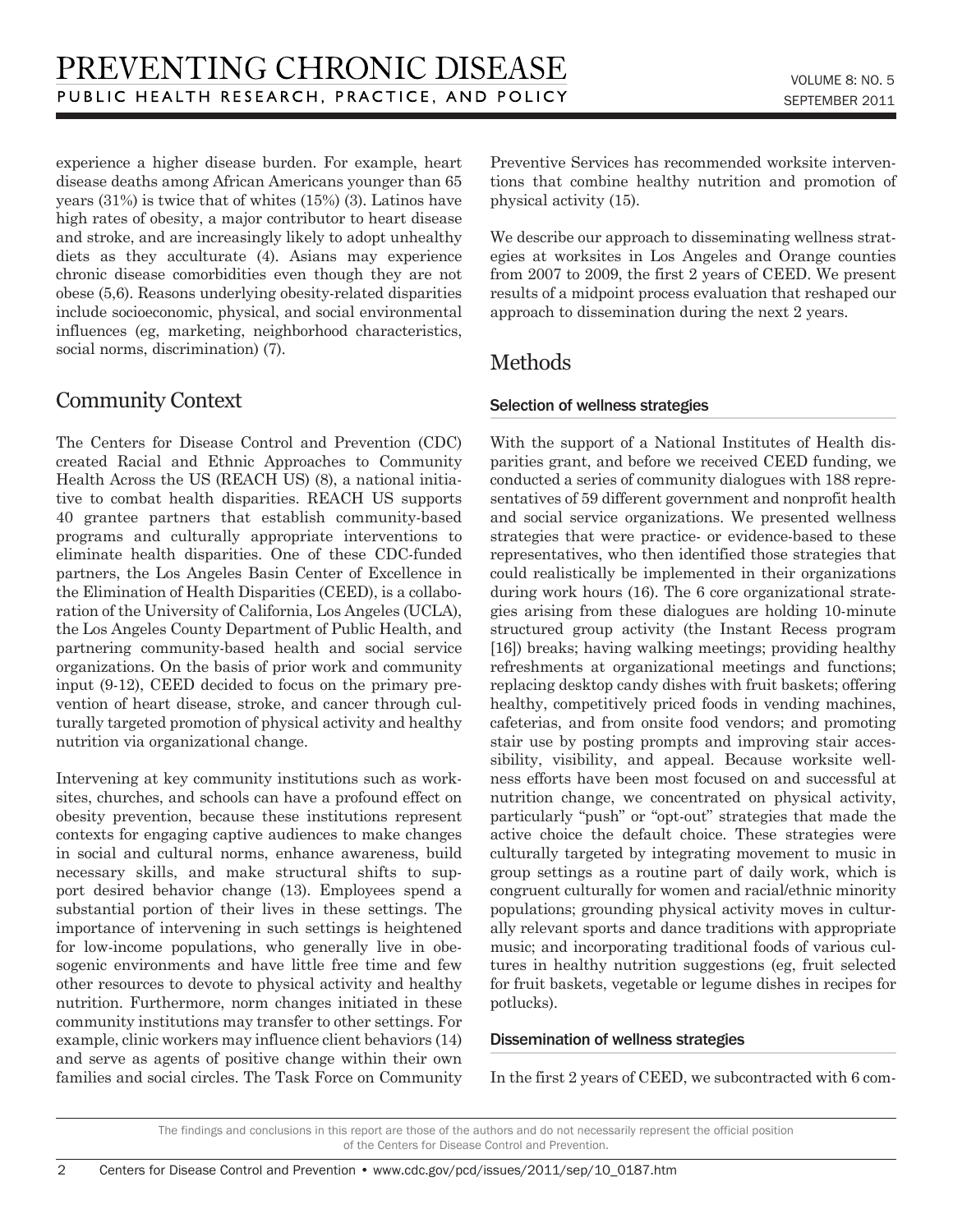experience a higher disease burden. For example, heart disease deaths among African Americans younger than 65 years (31%) is twice that of whites (15%) (3). Latinos have high rates of obesity, a major contributor to heart disease and stroke, and are increasingly likely to adopt unhealthy diets as they acculturate (4). Asians may experience chronic disease comorbidities even though they are not obese (5,6). Reasons underlying obesity-related disparities include socioeconomic, physical, and social environmental influences (eg, marketing, neighborhood characteristics, social norms, discrimination) (7).

## Community Context

The Centers for Disease Control and Prevention (CDC) created Racial and Ethnic Approaches to Community Health Across the US (REACH US) (8), a national initiative to combat health disparities. REACH US supports 40 grantee partners that establish community-based programs and culturally appropriate interventions to eliminate health disparities. One of these CDC-funded partners, the Los Angeles Basin Center of Excellence in the Elimination of Health Disparities (CEED), is a collaboration of the University of California, Los Angeles (UCLA), the Los Angeles County Department of Public Health, and partnering community-based health and social service organizations. On the basis of prior work and community input (9-12), CEED decided to focus on the primary prevention of heart disease, stroke, and cancer through culturally targeted promotion of physical activity and healthy nutrition via organizational change.

Intervening at key community institutions such as worksites, churches, and schools can have a profound effect on obesity prevention, because these institutions represent contexts for engaging captive audiences to make changes in social and cultural norms, enhance awareness, build necessary skills, and make structural shifts to support desired behavior change (13). Employees spend a substantial portion of their lives in these settings. The importance of intervening in such settings is heightened for low-income populations, who generally live in obesogenic environments and have little free time and few other resources to devote to physical activity and healthy nutrition. Furthermore, norm changes initiated in these community institutions may transfer to other settings. For example, clinic workers may influence client behaviors (14) and serve as agents of positive change within their own families and social circles. The Task Force on Community Preventive Services has recommended worksite interventions that combine healthy nutrition and promotion of physical activity (15).

We describe our approach to disseminating wellness strategies at worksites in Los Angeles and Orange counties from 2007 to 2009, the first 2 years of CEED. We present results of a midpoint process evaluation that reshaped our approach to dissemination during the next 2 years.

## Methods

### Selection of wellness strategies

With the support of a National Institutes of Health disparities grant, and before we received CEED funding, we conducted a series of community dialogues with 188 representatives of 59 different government and nonprofit health and social service organizations. We presented wellness strategies that were practice- or evidence-based to these representatives, who then identified those strategies that could realistically be implemented in their organizations during work hours (16). The 6 core organizational strategies arising from these dialogues are holding 10-minute structured group activity (the Instant Recess program [16]) breaks; having walking meetings; providing healthy refreshments at organizational meetings and functions; replacing desktop candy dishes with fruit baskets; offering healthy, competitively priced foods in vending machines, cafeterias, and from onsite food vendors; and promoting stair use by posting prompts and improving stair accessibility, visibility, and appeal. Because worksite wellness efforts have been most focused on and successful at nutrition change, we concentrated on physical activity, particularly "push" or "opt-out" strategies that made the active choice the default choice. These strategies were culturally targeted by integrating movement to music in group settings as a routine part of daily work, which is congruent culturally for women and racial/ethnic minority populations; grounding physical activity moves in culturally relevant sports and dance traditions with appropriate music; and incorporating traditional foods of various cultures in healthy nutrition suggestions (eg, fruit selected for fruit baskets, vegetable or legume dishes in recipes for potlucks).

### Dissemination of wellness strategies

In the first 2 years of CEED, we subcontracted with 6 com-

The findings and conclusions in this report are those of the authors and do not necessarily represent the official position of the Centers for Disease Control and Prevention.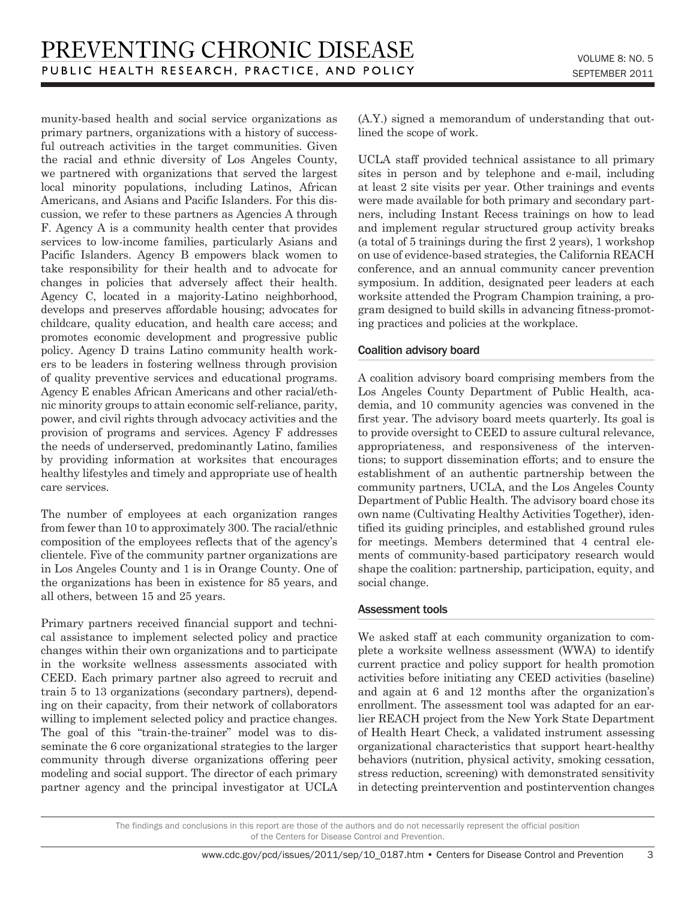munity-based health and social service organizations as primary partners, organizations with a history of successful outreach activities in the target communities. Given the racial and ethnic diversity of Los Angeles County, we partnered with organizations that served the largest local minority populations, including Latinos, African Americans, and Asians and Pacific Islanders. For this discussion, we refer to these partners as Agencies A through F. Agency A is a community health center that provides services to low-income families, particularly Asians and Pacific Islanders. Agency B empowers black women to take responsibility for their health and to advocate for changes in policies that adversely affect their health. Agency C, located in a majority-Latino neighborhood, develops and preserves affordable housing; advocates for childcare, quality education, and health care access; and promotes economic development and progressive public policy. Agency D trains Latino community health workers to be leaders in fostering wellness through provision of quality preventive services and educational programs. Agency E enables African Americans and other racial/ethnic minority groups to attain economic self-reliance, parity, power, and civil rights through advocacy activities and the provision of programs and services. Agency F addresses the needs of underserved, predominantly Latino, families by providing information at worksites that encourages healthy lifestyles and timely and appropriate use of health care services.

The number of employees at each organization ranges from fewer than 10 to approximately 300. The racial/ethnic composition of the employees reflects that of the agency's clientele. Five of the community partner organizations are in Los Angeles County and 1 is in Orange County. One of the organizations has been in existence for 85 years, and all others, between 15 and 25 years.

Primary partners received financial support and technical assistance to implement selected policy and practice changes within their own organizations and to participate in the worksite wellness assessments associated with CEED. Each primary partner also agreed to recruit and train 5 to 13 organizations (secondary partners), depending on their capacity, from their network of collaborators willing to implement selected policy and practice changes. The goal of this "train-the-trainer" model was to disseminate the 6 core organizational strategies to the larger community through diverse organizations offering peer modeling and social support. The director of each primary partner agency and the principal investigator at UCLA (A.Y.) signed a memorandum of understanding that outlined the scope of work.

UCLA staff provided technical assistance to all primary sites in person and by telephone and e-mail, including at least 2 site visits per year. Other trainings and events were made available for both primary and secondary partners, including Instant Recess trainings on how to lead and implement regular structured group activity breaks (a total of 5 trainings during the first 2 years), 1 workshop on use of evidence-based strategies, the California REACH conference, and an annual community cancer prevention symposium. In addition, designated peer leaders at each worksite attended the Program Champion training, a program designed to build skills in advancing fitness-promoting practices and policies at the workplace.

### Coalition advisory board

A coalition advisory board comprising members from the Los Angeles County Department of Public Health, academia, and 10 community agencies was convened in the first year. The advisory board meets quarterly. Its goal is to provide oversight to CEED to assure cultural relevance, appropriateness, and responsiveness of the interventions; to support dissemination efforts; and to ensure the establishment of an authentic partnership between the community partners, UCLA, and the Los Angeles County Department of Public Health. The advisory board chose its own name (Cultivating Healthy Activities Together), identified its guiding principles, and established ground rules for meetings. Members determined that 4 central elements of community-based participatory research would shape the coalition: partnership, participation, equity, and social change.

### Assessment tools

We asked staff at each community organization to complete a worksite wellness assessment (WWA) to identify current practice and policy support for health promotion activities before initiating any CEED activities (baseline) and again at 6 and 12 months after the organization's enrollment. The assessment tool was adapted for an earlier REACH project from the New York State Department of Health Heart Check, a validated instrument assessing organizational characteristics that support heart-healthy behaviors (nutrition, physical activity, smoking cessation, stress reduction, screening) with demonstrated sensitivity in detecting preintervention and postintervention changes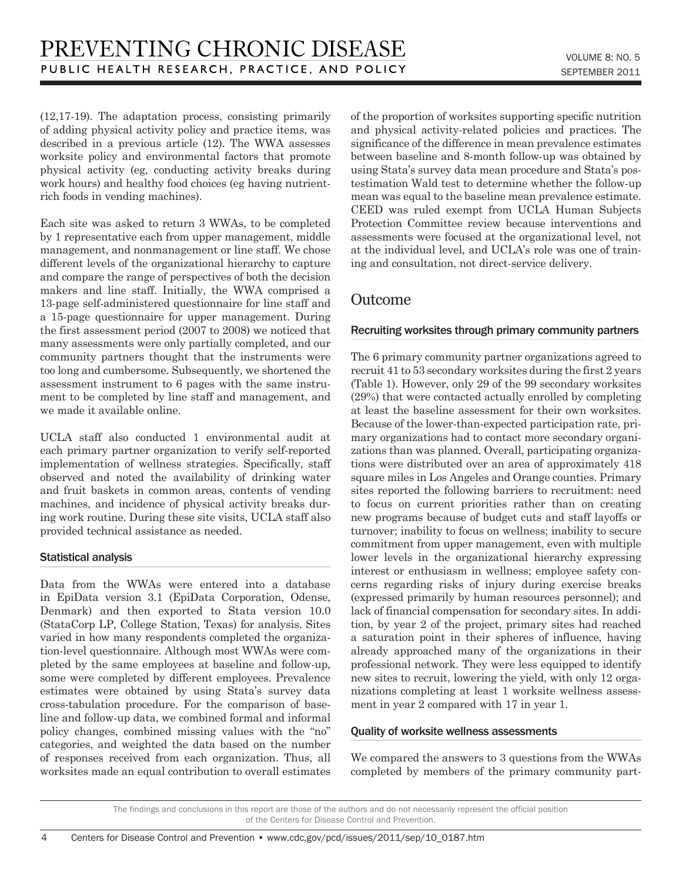(12,17-19). The adaptation process, consisting primarily of adding physical activity policy and practice items, was described in a previous article (12). The WWA assesses worksite policy and environmental factors that promote physical activity (eg, conducting activity breaks during work hours) and healthy food choices (eg having nutrient-rich foods in vending machines).

Each site was asked to return 3 WWAs, to be completed by 1 representative each from upper management, middle management, and nonmanagement or line staff. We chose different levels of the organizational hierarchy to capture and compare the range of perspectives of both the decision makers and line staff. Initially, the WWA comprised a 13-page self-administered questionnaire for line staff and a 15-page questionnaire for upper management. During the first assessment period (2007 to 2008) we noticed that many assessments were only partially completed, and our community partners thought that the instruments were too long and cumbersome. Subsequently, we shortened the assessment instrument to 6 pages with the same instrument to be completed by line staff and management, and we made it available online.

UCLA staff also conducted 1 environmental audit at each primary partner organization to verify self-reported implementation of wellness strategies. Specifically, staff observed and noted the availability of drinking water and fruit baskets in common areas, contents of vending machines, and incidence of physical activity breaks during work routine. During these site visits, UCLA staff also provided technical assistance as needed.

### Statistical analysis

Data from the WWAs were entered into a database in EpiData version 3.1 (EpiData Corporation, Odense, Denmark) and then exported to Stata version 10.0 (StataCorp LP, College Station, Texas) for analysis. Sites varied in how many respondents completed the organization-level questionnaire. Although most WWAs were completed by the same employees at baseline and follow-up, some were completed by different employees. Prevalence estimates were obtained by using Stata's survey data cross-tabulation procedure. For the comparison of baseline and follow-up data, we combined formal and informal policy changes, combined missing values with the "no" categories, and weighted the data based on the number of responses received from each organization. Thus, all worksites made an equal contribution to overall estimates of the proportion of worksites supporting specific nutrition and physical activity-related policies and practices. The significance of the difference in mean prevalence estimates between baseline and 8-month follow-up was obtained by using Stata's survey data mean procedure and Stata's postestimation Wald test to determine whether the follow-up mean was equal to the baseline mean prevalence estimate. CEED was ruled exempt from UCLA Human Subjects Protection Committee review because interventions and assessments were focused at the organizational level, not at the individual level, and UCLA's role was one of training and consultation, not direct-service delivery.

## Outcome

### Recruiting worksites through primary community partners

The 6 primary community partner organizations agreed to recruit 41 to 53 secondary worksites during the first 2 years (Table 1). However, only 29 of the 99 secondary worksites (29%) that were contacted actually enrolled by completing at least the baseline assessment for their own worksites. Because of the lower-than-expected participation rate, primary organizations had to contact more secondary organizations than was planned. Overall, participating organizations were distributed over an area of approximately 418 square miles in Los Angeles and Orange counties. Primary sites reported the following barriers to recruitment: need to focus on current priorities rather than on creating new programs because of budget cuts and staff layoffs or turnover; inability to focus on wellness; inability to secure commitment from upper management, even with multiple lower levels in the organizational hierarchy expressing interest or enthusiasm in wellness; employee safety concerns regarding risks of injury during exercise breaks (expressed primarily by human resources personnel); and lack of financial compensation for secondary sites. In addition, by year 2 of the project, primary sites had reached a saturation point in their spheres of influence, having already approached many of the organizations in their professional network. They were less equipped to identify new sites to recruit, lowering the yield, with only 12 organizations completing at least 1 worksite wellness assessment in year 2 compared with 17 in year 1.

### Quality of worksite wellness assessments

We compared the answers to 3 questions from the WWAs completed by members of the primary community part-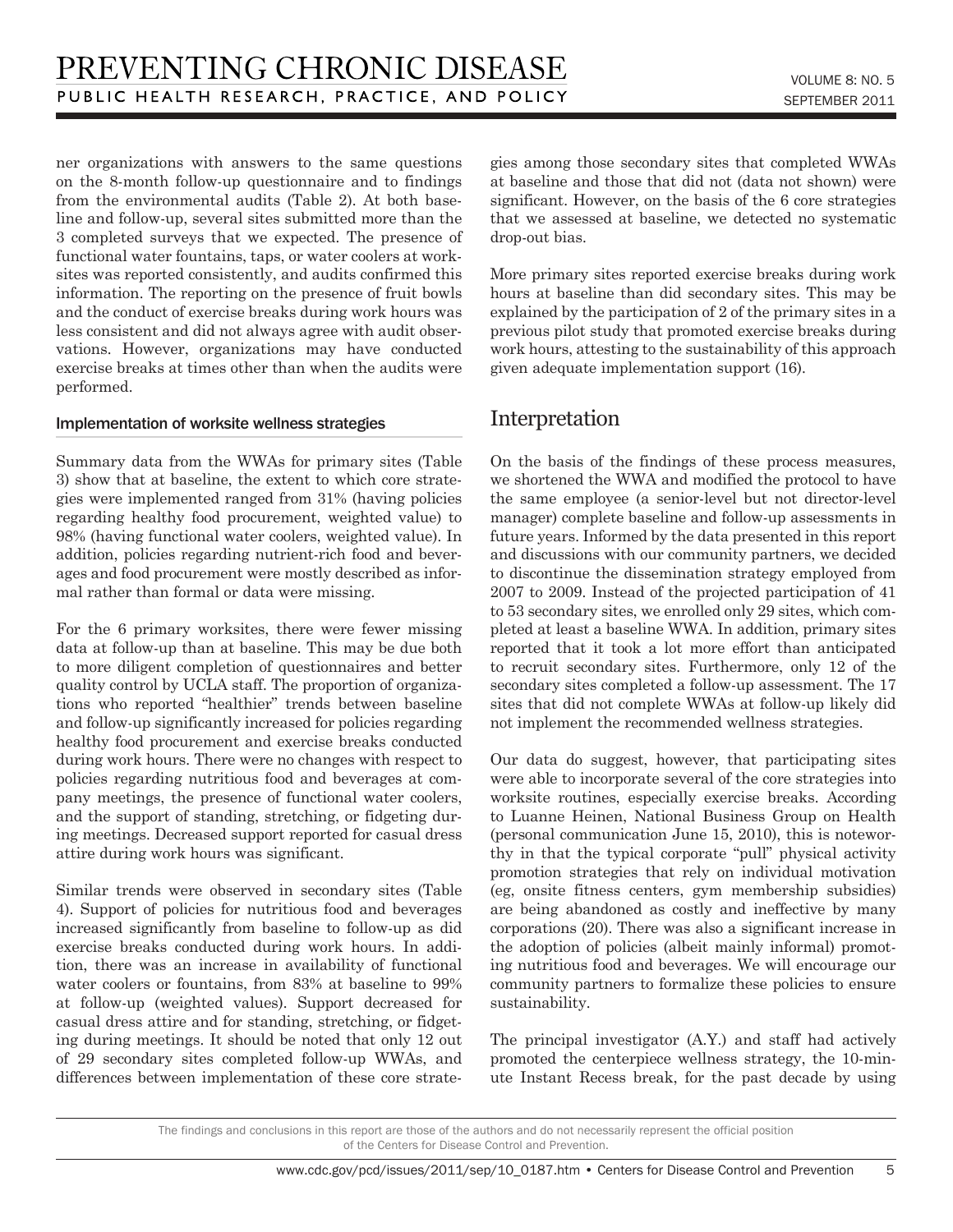ner organizations with answers to the same questions on the 8-month follow-up questionnaire and to findings from the environmental audits (Table 2). At both baseline and follow-up, several sites submitted more than the 3 completed surveys that we expected. The presence of functional water fountains, taps, or water coolers at worksites was reported consistently, and audits confirmed this information. The reporting on the presence of fruit bowls and the conduct of exercise breaks during work hours was less consistent and did not always agree with audit observations. However, organizations may have conducted exercise breaks at times other than when the audits were performed.

### Implementation of worksite wellness strategies

Summary data from the WWAs for primary sites (Table 3) show that at baseline, the extent to which core strategies were implemented ranged from 31% (having policies regarding healthy food procurement, weighted value) to 98% (having functional water coolers, weighted value). In addition, policies regarding nutrient-rich food and beverages and food procurement were mostly described as informal rather than formal or data were missing.

For the 6 primary worksites, there were fewer missing data at follow-up than at baseline. This may be due both to more diligent completion of questionnaires and better quality control by UCLA staff. The proportion of organizations who reported "healthier" trends between baseline and follow-up significantly increased for policies regarding healthy food procurement and exercise breaks conducted during work hours. There were no changes with respect to policies regarding nutritious food and beverages at company meetings, the presence of functional water coolers, and the support of standing, stretching, or fidgeting during meetings. Decreased support reported for casual dress attire during work hours was significant.

Similar trends were observed in secondary sites (Table 4). Support of policies for nutritious food and beverages increased significantly from baseline to follow-up as did exercise breaks conducted during work hours. In addition, there was an increase in availability of functional water coolers or fountains, from 83% at baseline to 99% at follow-up (weighted values). Support decreased for casual dress attire and for standing, stretching, or fidgeting during meetings. It should be noted that only 12 out of 29 secondary sites completed follow-up WWAs, and differences between implementation of these core strategies among those secondary sites that completed WWAs at baseline and those that did not (data not shown) were significant. However, on the basis of the 6 core strategies that we assessed at baseline, we detected no systematic drop-out bias.

More primary sites reported exercise breaks during work hours at baseline than did secondary sites. This may be explained by the participation of 2 of the primary sites in a previous pilot study that promoted exercise breaks during work hours, attesting to the sustainability of this approach given adequate implementation support (16).

## Interpretation

On the basis of the findings of these process measures, we shortened the WWA and modified the protocol to have the same employee (a senior-level but not director-level manager) complete baseline and follow-up assessments in future years. Informed by the data presented in this report and discussions with our community partners, we decided to discontinue the dissemination strategy employed from 2007 to 2009. Instead of the projected participation of 41 to 53 secondary sites, we enrolled only 29 sites, which completed at least a baseline WWA. In addition, primary sites reported that it took a lot more effort than anticipated to recruit secondary sites. Furthermore, only 12 of the secondary sites completed a follow-up assessment. The 17 sites that did not complete WWAs at follow-up likely did not implement the recommended wellness strategies.

Our data do suggest, however, that participating sites were able to incorporate several of the core strategies into worksite routines, especially exercise breaks. According to Luanne Heinen, National Business Group on Health (personal communication June 15, 2010), this is noteworthy in that the typical corporate "pull" physical activity promotion strategies that rely on individual motivation (eg, onsite fitness centers, gym membership subsidies) are being abandoned as costly and ineffective by many corporations (20). There was also a significant increase in the adoption of policies (albeit mainly informal) promoting nutritious food and beverages. We will encourage our community partners to formalize these policies to ensure sustainability.

The principal investigator (A.Y.) and staff had actively promoted the centerpiece wellness strategy, the 10-minute Instant Recess break, for the past decade by using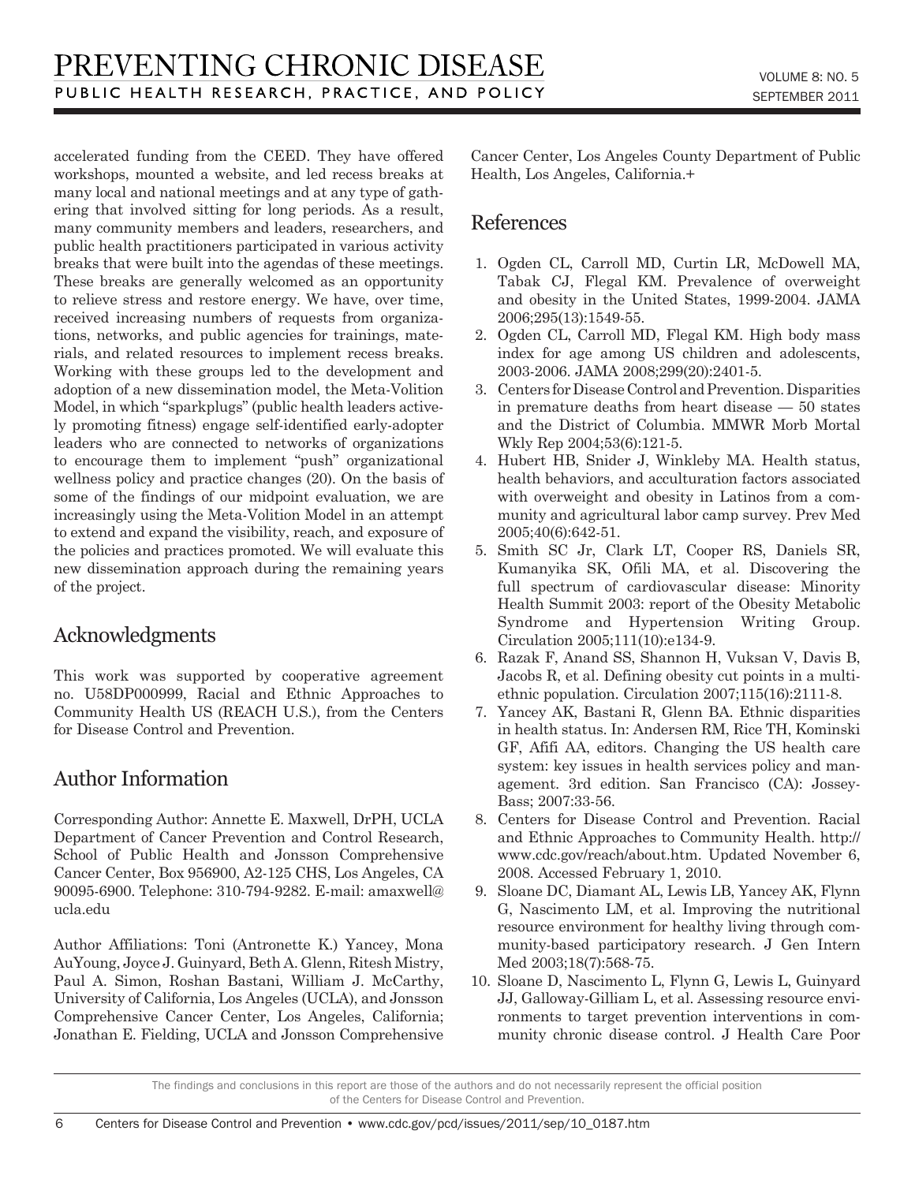accelerated funding from the CEED. They have offered workshops, mounted a website, and led recess breaks at many local and national meetings and at any type of gathering that involved sitting for long periods. As a result, many community members and leaders, researchers, and public health practitioners participated in various activity breaks that were built into the agendas of these meetings. These breaks are generally welcomed as an opportunity to relieve stress and restore energy. We have, over time, received increasing numbers of requests from organizations, networks, and public agencies for trainings, materials, and related resources to implement recess breaks. Working with these groups led to the development and adoption of a new dissemination model, the Meta-Volition Model, in which "sparkplugs" (public health leaders actively promoting fitness) engage self-identified early-adopter leaders who are connected to networks of organizations to encourage them to implement "push" organizational wellness policy and practice changes (20). On the basis of some of the findings of our midpoint evaluation, we are increasingly using the Meta-Volition Model in an attempt to extend and expand the visibility, reach, and exposure of the policies and practices promoted. We will evaluate this new dissemination approach during the remaining years of the project.

## Acknowledgments

This work was supported by cooperative agreement no. U58DP000999, Racial and Ethnic Approaches to Community Health US (REACH U.S.), from the Centers for Disease Control and Prevention.

## Author Information

Corresponding Author: Annette E. Maxwell, DrPH, UCLA Department of Cancer Prevention and Control Research, School of Public Health and Jonsson Comprehensive Cancer Center, Box 956900, A2-125 CHS, Los Angeles, CA 90095-6900. Telephone: 310-794-9282. E-mail: amaxwell@ucla.edu

Author Affiliations: Toni (Antronette K.) Yancey, Mona AuYoung, Joyce J. Guinyard, Beth A. Glenn, Ritesh Mistry, Paul A. Simon, Roshan Bastani, William J. McCarthy, University of California, Los Angeles (UCLA), and Jonsson Comprehensive Cancer Center, Los Angeles, California; Jonathan E. Fielding, UCLA and Jonsson Comprehensive Cancer Center, Los Angeles County Department of Public Health, Los Angeles, California.+

## References

1. Ogden CL, Carroll MD, Curtin LR, McDowell MA, Tabak CJ, Flegal KM. Prevalence of overweight and obesity in the United States, 1999-2004. JAMA 2006;295(13):1549-55.
2. Ogden CL, Carroll MD, Flegal KM. High body mass index for age among US children and adolescents, 2003-2006. JAMA 2008;299(20):2401-5.
3. Centers for Disease Control and Prevention. Disparities in premature deaths from heart disease — 50 states and the District of Columbia. MMWR Morb Mortal Wkly Rep 2004;53(6):121-5.
4. Hubert HB, Snider J, Winkleby MA. Health status, health behaviors, and acculturation factors associated with overweight and obesity in Latinos from a community and agricultural labor camp survey. Prev Med 2005;40(6):642-51.
5. Smith SC Jr, Clark LT, Cooper RS, Daniels SR, Kumanyika SK, Ofili MA, et al. Discovering the full spectrum of cardiovascular disease: Minority Health Summit 2003: report of the Obesity Metabolic Syndrome and Hypertension Writing Group. Circulation 2005;111(10):e134-9.
6. Razak F, Anand SS, Shannon H, Vuksan V, Davis B, Jacobs R, et al. Defining obesity cut points in a multiethnic population. Circulation 2007;115(16):2111-8.
7. Yancey AK, Bastani R, Glenn BA. Ethnic disparities in health status. In: Andersen RM, Rice TH, Kominski GF, Afifi AA, editors. Changing the US health care system: key issues in health services policy and management. 3rd edition. San Francisco (CA): Jossey-Bass; 2007:33-56.
8. Centers for Disease Control and Prevention. Racial and Ethnic Approaches to Community Health. http://www.cdc.gov/reach/about.htm. Updated November 6, 2008. Accessed February 1, 2010.
9. Sloane DC, Diamant AL, Lewis LB, Yancey AK, Flynn G, Nascimento LM, et al. Improving the nutritional resource environment for healthy living through community-based participatory research. J Gen Intern Med 2003;18(7):568-75.
10. Sloane D, Nascimento L, Flynn G, Lewis L, Guinyard JJ, Galloway-Gilliam L, et al. Assessing resource environments to target prevention interventions in community chronic disease control. J Health Care Poor

The findings and conclusions in this report are those of the authors and do not necessarily represent the official position of the Centers for Disease Control and Prevention.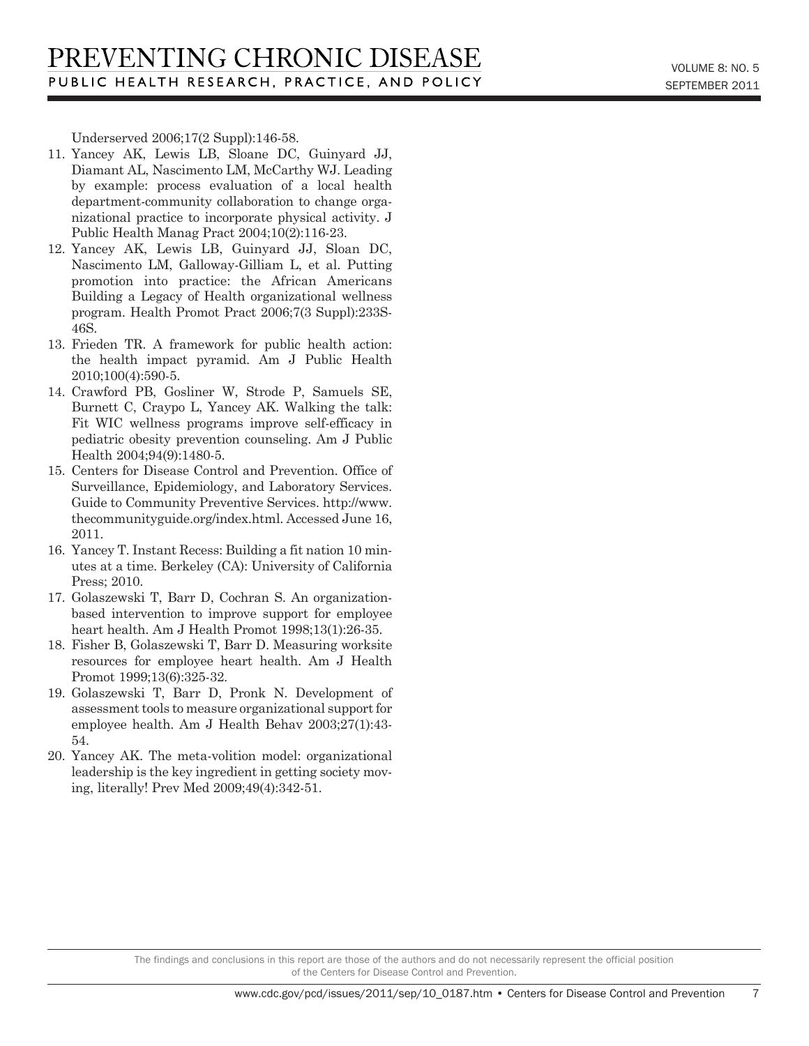Underserved 2006;17(2 Suppl):146-58.

11. Yancey AK, Lewis LB, Sloane DC, Guinyard JJ, Diamant AL, Nascimento LM, McCarthy WJ. Leading by example: process evaluation of a local health department-community collaboration to change organizational practice to incorporate physical activity. J Public Health Manag Pract 2004;10(2):116-23.
12. Yancey AK, Lewis LB, Guinyard JJ, Sloan DC, Nascimento LM, Galloway-Gilliam L, et al. Putting promotion into practice: the African Americans Building a Legacy of Health organizational wellness program. Health Promot Pract 2006;7(3 Suppl):233S-46S.
13. Frieden TR. A framework for public health action: the health impact pyramid. Am J Public Health 2010;100(4):590-5.
14. Crawford PB, Gosliner W, Strode P, Samuels SE, Burnett C, Craypo L, Yancey AK. Walking the talk: Fit WIC wellness programs improve self-efficacy in pediatric obesity prevention counseling. Am J Public Health 2004;94(9):1480-5.
15. Centers for Disease Control and Prevention. Office of Surveillance, Epidemiology, and Laboratory Services. Guide to Community Preventive Services. http://www.thecommunityguide.org/index.html. Accessed June 16, 2011.
16. Yancey T. Instant Recess: Building a fit nation 10 minutes at a time. Berkeley (CA): University of California Press; 2010.
17. Golaszewski T, Barr D, Cochran S. An organization-based intervention to improve support for employee heart health. Am J Health Promot 1998;13(1):26-35.
18. Fisher B, Golaszewski T, Barr D. Measuring worksite resources for employee heart health. Am J Health Promot 1999;13(6):325-32.
19. Golaszewski T, Barr D, Pronk N. Development of assessment tools to measure organizational support for employee health. Am J Health Behav 2003;27(1):43-54.
20. Yancey AK. The meta-volition model: organizational leadership is the key ingredient in getting society moving, literally! Prev Med 2009;49(4):342-51.

The findings and conclusions in this report are those of the authors and do not necessarily represent the official position of the Centers for Disease Control and Prevention.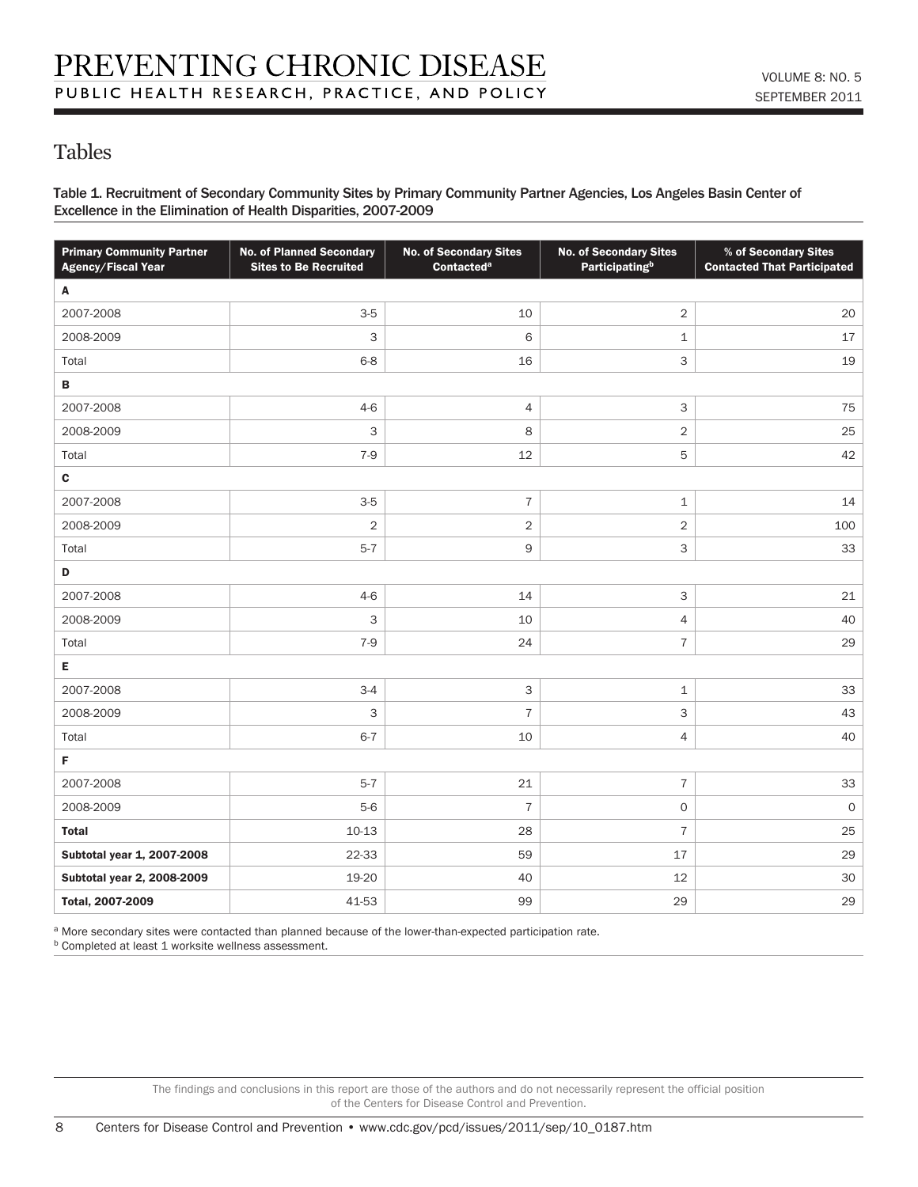## Tables

**Table 1. Recruitment of Secondary Community Sites by Primary Community Partner Agencies, Los Angeles Basin Center of Excellence in the Elimination of Health Disparities, 2007-2009**

| Primary Community Partner Agency/Fiscal Year | No. of Planned Secondary Sites to Be Recruited | No. of Secondary Sites Contacted[a] | No. of Secondary Sites Participating[b] | % of Secondary Sites Contacted That Participated |
|---|---|---|---|---|
| **A** | | | | |
| 2007-2008 | 3-5 | 10 | 2 | 20 |
| 2008-2009 | 3 | 6 | 1 | 17 |
| Total | 6-8 | 16 | 3 | 19 |
| **B** | | | | |
| 2007-2008 | 4-6 | 4 | 3 | 75 |
| 2008-2009 | 3 | 8 | 2 | 25 |
| Total | 7-9 | 12 | 5 | 42 |
| **C** | | | | |
| 2007-2008 | 3-5 | 7 | 1 | 14 |
| 2008-2009 | 2 | 2 | 2 | 100 |
| Total | 5-7 | 9 | 3 | 33 |
| **D** | | | | |
| 2007-2008 | 4-6 | 14 | 3 | 21 |
| 2008-2009 | 3 | 10 | 4 | 40 |
| Total | 7-9 | 24 | 7 | 29 |
| **E** | | | | |
| 2007-2008 | 3-4 | 3 | 1 | 33 |
| 2008-2009 | 3 | 7 | 3 | 43 |
| Total | 6-7 | 10 | 4 | 40 |
| **F** | | | | |
| 2007-2008 | 5-7 | 21 | 7 | 33 |
| 2008-2009 | 5-6 | 7 | 0 | 0 |
| **Total** | 10-13 | 28 | 7 | 25 |
| **Subtotal year 1, 2007-2008** | 22-33 | 59 | 17 | 29 |
| **Subtotal year 2, 2008-2009** | 19-20 | 40 | 12 | 30 |
| **Total, 2007-2009** | 41-53 | 99 | 29 | 29 |

[a] More secondary sites were contacted than planned because of the lower-than-expected participation rate.
[b] Completed at least 1 worksite wellness assessment.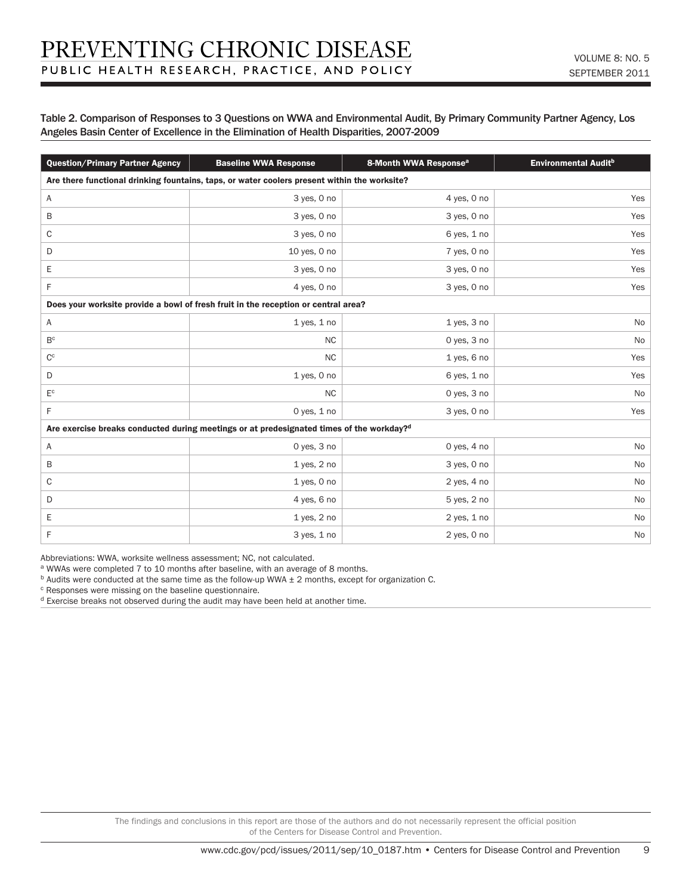Table 2. Comparison of Responses to 3 Questions on WWA and Environmental Audit, By Primary Community Partner Agency, Los Angeles Basin Center of Excellence in the Elimination of Health Disparities, 2007-2009

| Question/Primary Partner Agency | Baseline WWA Response | 8-Month WWA Response[a] | Environmental Audit[b] |
|---|---|---|---|
| **Are there functional drinking fountains, taps, or water coolers present within the worksite?** | | | |
| A | 3 yes, 0 no | 4 yes, 0 no | Yes |
| B | 3 yes, 0 no | 3 yes, 0 no | Yes |
| C | 3 yes, 0 no | 6 yes, 1 no | Yes |
| D | 10 yes, 0 no | 7 yes, 0 no | Yes |
| E | 3 yes, 0 no | 3 yes, 0 no | Yes |
| F | 4 yes, 0 no | 3 yes, 0 no | Yes |
| **Does your worksite provide a bowl of fresh fruit in the reception or central area?** | | | |
| A | 1 yes, 1 no | 1 yes, 3 no | No |
| B[c] | NC | 0 yes, 3 no | No |
| C[c] | NC | 1 yes, 6 no | Yes |
| D | 1 yes, 0 no | 6 yes, 1 no | Yes |
| E[c] | NC | 0 yes, 3 no | No |
| F | 0 yes, 1 no | 3 yes, 0 no | Yes |
| **Are exercise breaks conducted during meetings or at predesignated times of the workday?[d]** | | | |
| A | 0 yes, 3 no | 0 yes, 4 no | No |
| B | 1 yes, 2 no | 3 yes, 0 no | No |
| C | 1 yes, 0 no | 2 yes, 4 no | No |
| D | 4 yes, 6 no | 5 yes, 2 no | No |
| E | 1 yes, 2 no | 2 yes, 1 no | No |
| F | 3 yes, 1 no | 2 yes, 0 no | No |

Abbreviations: WWA, worksite wellness assessment; NC, not calculated.

[a] WWAs were completed 7 to 10 months after baseline, with an average of 8 months.

[b] Audits were conducted at the same time as the follow-up WWA ± 2 months, except for organization C.

[c] Responses were missing on the baseline questionnaire.

[d] Exercise breaks not observed during the audit may have been held at another time.

The findings and conclusions in this report are those of the authors and do not necessarily represent the official position of the Centers for Disease Control and Prevention.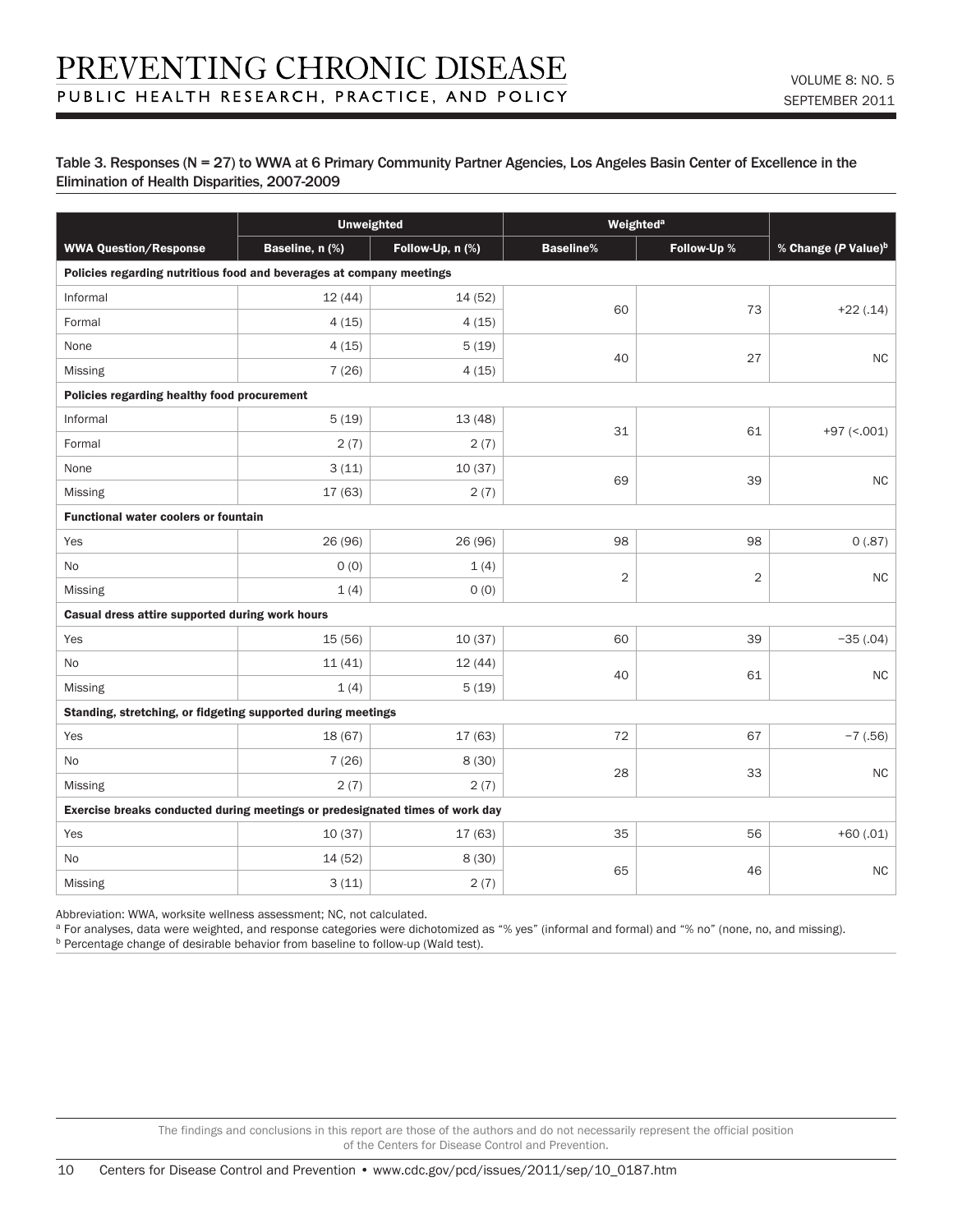Table 3. Responses (N = 27) to WWA at 6 Primary Community Partner Agencies, Los Angeles Basin Center of Excellence in the Elimination of Health Disparities, 2007-2009

| WWA Question/Response | Unweighted | | Weighted[a] | | % Change (*P* Value)[b] |
|---|---|---|---|---|---|
| | Baseline, n (%) | Follow-Up, n (%) | Baseline% | Follow-Up % | |
| **Policies regarding nutritious food and beverages at company meetings** | | | | | |
| Informal | 12 (44) | 14 (52) | 60 | 73 | +22 (.14) |
| Formal | 4 (15) | 4 (15) | | | |
| None | 4 (15) | 5 (19) | 40 | 27 | NC |
| Missing | 7 (26) | 4 (15) | | | |
| **Policies regarding healthy food procurement** | | | | | |
| Informal | 5 (19) | 13 (48) | 31 | 61 | +97 (<.001) |
| Formal | 2 (7) | 2 (7) | | | |
| None | 3 (11) | 10 (37) | 69 | 39 | NC |
| Missing | 17 (63) | 2 (7) | | | |
| **Functional water coolers or fountain** | | | | | |
| Yes | 26 (96) | 26 (96) | 98 | 98 | 0 (.87) |
| No | 0 (0) | 1 (4) | 2 | 2 | NC |
| Missing | 1 (4) | 0 (0) | | | |
| **Casual dress attire supported during work hours** | | | | | |
| Yes | 15 (56) | 10 (37) | 60 | 39 | −35 (.04) |
| No | 11 (41) | 12 (44) | 40 | 61 | NC |
| Missing | 1 (4) | 5 (19) | | | |
| **Standing, stretching, or fidgeting supported during meetings** | | | | | |
| Yes | 18 (67) | 17 (63) | 72 | 67 | −7 (.56) |
| No | 7 (26) | 8 (30) | 28 | 33 | NC |
| Missing | 2 (7) | 2 (7) | | | |
| **Exercise breaks conducted during meetings or predesignated times of work day** | | | | | |
| Yes | 10 (37) | 17 (63) | 35 | 56 | +60 (.01) |
| No | 14 (52) | 8 (30) | 65 | 46 | NC |
| Missing | 3 (11) | 2 (7) | | | |

Abbreviation: WWA, worksite wellness assessment; NC, not calculated.

[a] For analyses, data were weighted, and response categories were dichotomized as "% yes" (informal and formal) and "% no" (none, no, and missing).

[b] Percentage change of desirable behavior from baseline to follow-up (Wald test).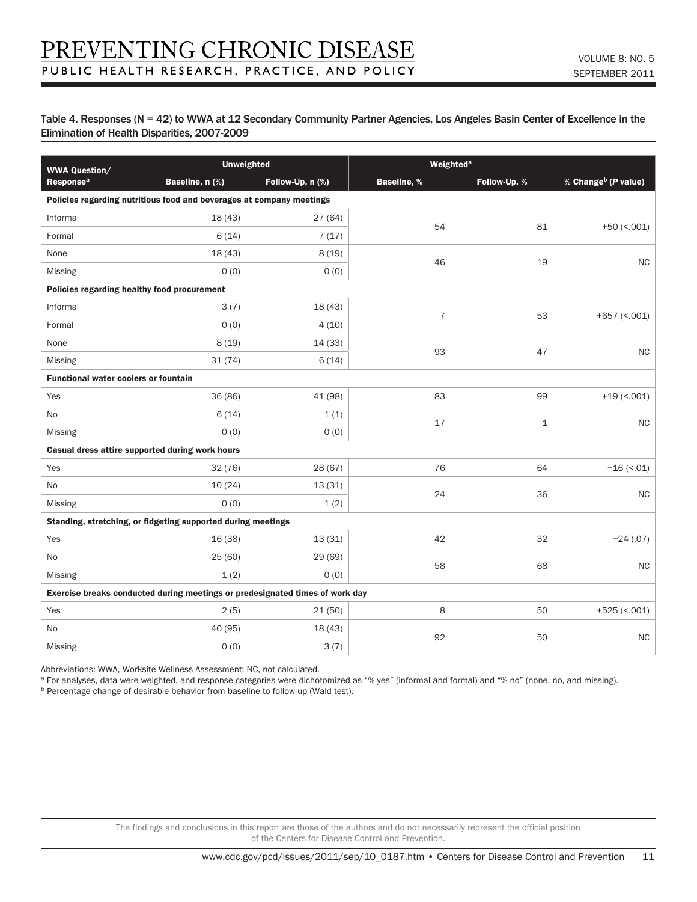Table 4. Responses (N = 42) to WWA at 12 Secondary Community Partner Agencies, Los Angeles Basin Center of Excellence in the Elimination of Health Disparities, 2007-2009

| WWA Question/ Response[a] | Unweighted | | Weighted[a] | | |
|---|---|---|---|---|---|
| | Baseline, n (%) | Follow-Up, n (%) | Baseline, % | Follow-Up, % | % Change[b] (*P* value) |
| **Policies regarding nutritious food and beverages at company meetings** | | | | | |
| Informal | 18 (43) | 27 (64) | 54 | 81 | +50 (<.001) |
| Formal | 6 (14) | 7 (17) | | | |
| None | 18 (43) | 8 (19) | 46 | 19 | NC |
| Missing | 0 (0) | 0 (0) | | | |
| **Policies regarding healthy food procurement** | | | | | |
| Informal | 3 (7) | 18 (43) | 7 | 53 | +657 (<.001) |
| Formal | 0 (0) | 4 (10) | | | |
| None | 8 (19) | 14 (33) | 93 | 47 | NC |
| Missing | 31 (74) | 6 (14) | | | |
| **Functional water coolers or fountain** | | | | | |
| Yes | 36 (86) | 41 (98) | 83 | 99 | +19 (<.001) |
| No | 6 (14) | 1 (1) | 17 | 1 | NC |
| Missing | 0 (0) | 0 (0) | | | |
| **Casual dress attire supported during work hours** | | | | | |
| Yes | 32 (76) | 28 (67) | 76 | 64 | −16 (<.01) |
| No | 10 (24) | 13 (31) | 24 | 36 | NC |
| Missing | 0 (0) | 1 (2) | | | |
| **Standing, stretching, or fidgeting supported during meetings** | | | | | |
| Yes | 16 (38) | 13 (31) | 42 | 32 | −24 (.07) |
| No | 25 (60) | 29 (69) | 58 | 68 | NC |
| Missing | 1 (2) | 0 (0) | | | |
| **Exercise breaks conducted during meetings or predesignated times of work day** | | | | | |
| Yes | 2 (5) | 21 (50) | 8 | 50 | +525 (<.001) |
| No | 40 (95) | 18 (43) | 92 | 50 | NC |
| Missing | 0 (0) | 3 (7) | | | |

Abbreviations: WWA, Worksite Wellness Assessment; NC, not calculated.

[a] For analyses, data were weighted, and response categories were dichotomized as "% yes" (informal and formal) and "% no" (none, no, and missing).

[b] Percentage change of desirable behavior from baseline to follow-up (Wald test).

The findings and conclusions in this report are those of the authors and do not necessarily represent the official position of the Centers for Disease Control and Prevention.